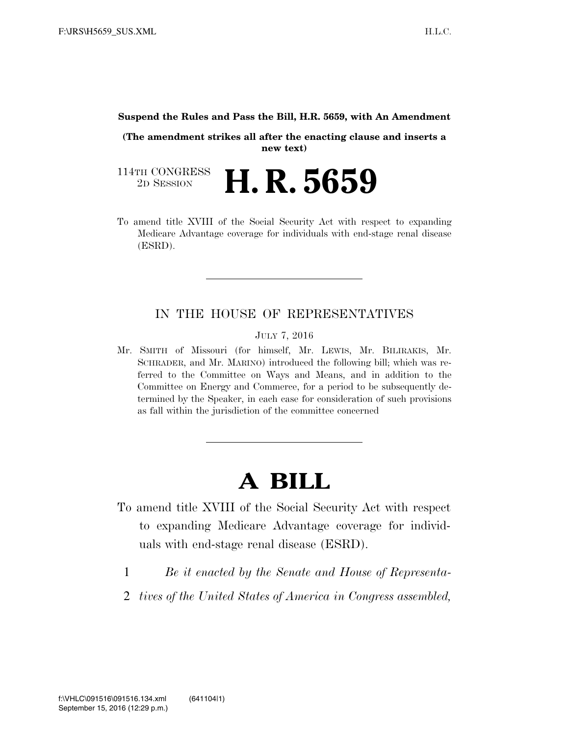**Suspend the Rules and Pass the Bill, H.R. 5659, with An Amendment**

**(The amendment strikes all after the enacting clause and inserts a new text)**

114TH CONGRESS
2D SESSION

# H. R. 5659

To amend title XVIII of the Social Security Act with respect to expanding Medicare Advantage coverage for individuals with end-stage renal disease (ESRD).

---

IN THE HOUSE OF REPRESENTATIVES

JULY 7, 2016

Mr. SMITH of Missouri (for himself, Mr. LEWIS, Mr. BILIRAKIS, Mr. SCHRADER, and Mr. MARINO) introduced the following bill; which was referred to the Committee on Ways and Means, and in addition to the Committee on Energy and Commerce, for a period to be subsequently determined by the Speaker, in each case for consideration of such provisions as fall within the jurisdiction of the committee concerned

---

# A BILL

To amend title XVIII of the Social Security Act with respect to expanding Medicare Advantage coverage for individuals with end-stage renal disease (ESRD).

1 *Be it enacted by the Senate and House of Representa-*

2 *tives of the United States of America in Congress assembled,*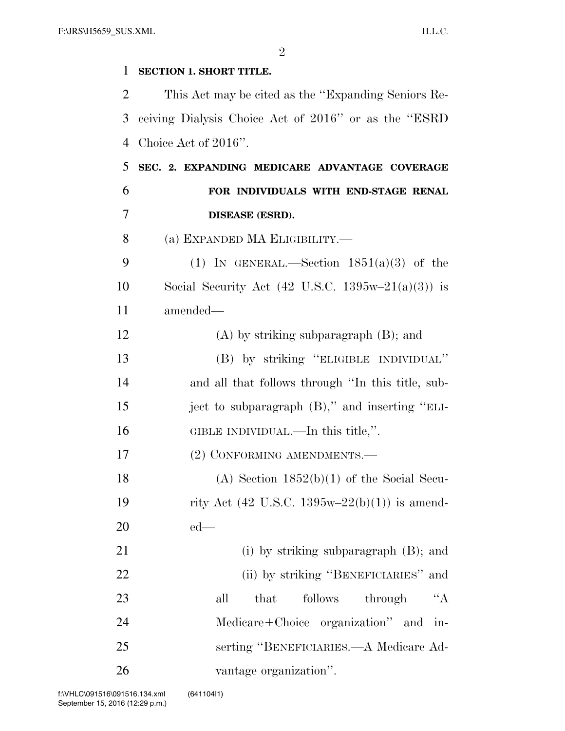**SECTION 1. SHORT TITLE.**

This Act may be cited as the ''Expanding Seniors Receiving Dialysis Choice Act of 2016'' or as the ''ESRD Choice Act of 2016''.

**SEC. 2. EXPANDING MEDICARE ADVANTAGE COVERAGE FOR INDIVIDUALS WITH END-STAGE RENAL DISEASE (ESRD).**

(a) EXPANDED MA ELIGIBILITY.—

(1) IN GENERAL.—Section 1851(a)(3) of the Social Security Act (42 U.S.C. 1395w–21(a)(3)) is amended—

(A) by striking subparagraph (B); and

(B) by striking ''ELIGIBLE INDIVIDUAL'' and all that follows through ''In this title, subject to subparagraph (B),'' and inserting ''ELIGIBLE INDIVIDUAL.—In this title,''.

(2) CONFORMING AMENDMENTS.—

(A) Section 1852(b)(1) of the Social Security Act (42 U.S.C. 1395w–22(b)(1)) is amended—

(i) by striking subparagraph (B); and

(ii) by striking ''BENEFICIARIES'' and all that follows through ''A Medicare+Choice organization'' and inserting ''BENEFICIARIES.—A Medicare Advantage organization''.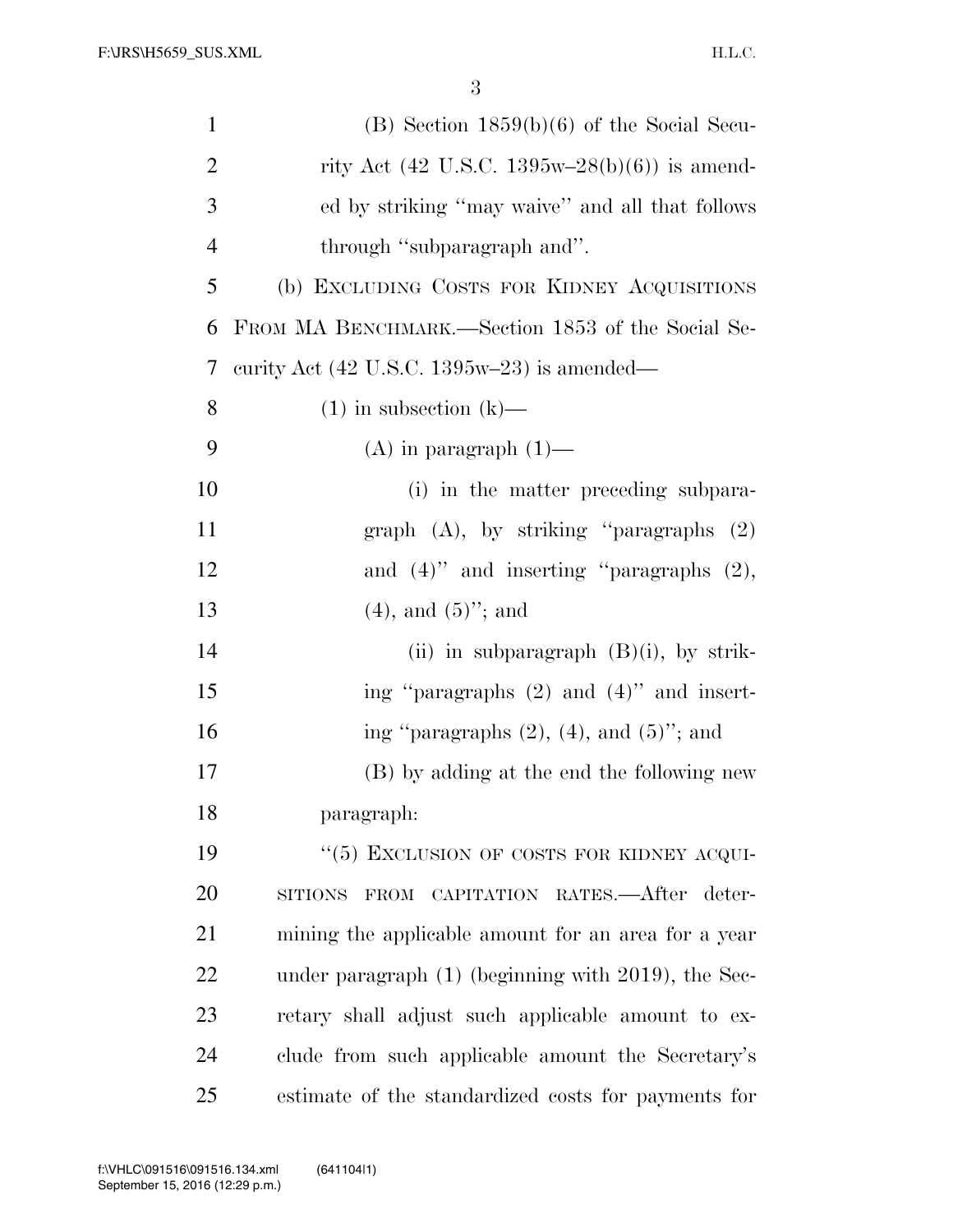(B) Section 1859(b)(6) of the Social Security Act (42 U.S.C. 1395w–28(b)(6)) is amended by striking ''may waive'' and all that follows through ''subparagraph and''.

(b) EXCLUDING COSTS FOR KIDNEY ACQUISITIONS FROM MA BENCHMARK.—Section 1853 of the Social Security Act (42 U.S.C. 1395w–23) is amended—

(1) in subsection (k)—

(A) in paragraph (1)—

(i) in the matter preceding subparagraph (A), by striking ''paragraphs (2) and (4)'' and inserting ''paragraphs (2), (4), and (5)''; and

(ii) in subparagraph (B)(i), by striking ''paragraphs (2) and (4)'' and inserting ''paragraphs (2), (4), and (5)''; and

(B) by adding at the end the following new paragraph:

''(5) EXCLUSION OF COSTS FOR KIDNEY ACQUISITIONS FROM CAPITATION RATES.—After determining the applicable amount for an area for a year under paragraph (1) (beginning with 2019), the Secretary shall adjust such applicable amount to exclude from such applicable amount the Secretary's estimate of the standardized costs for payments for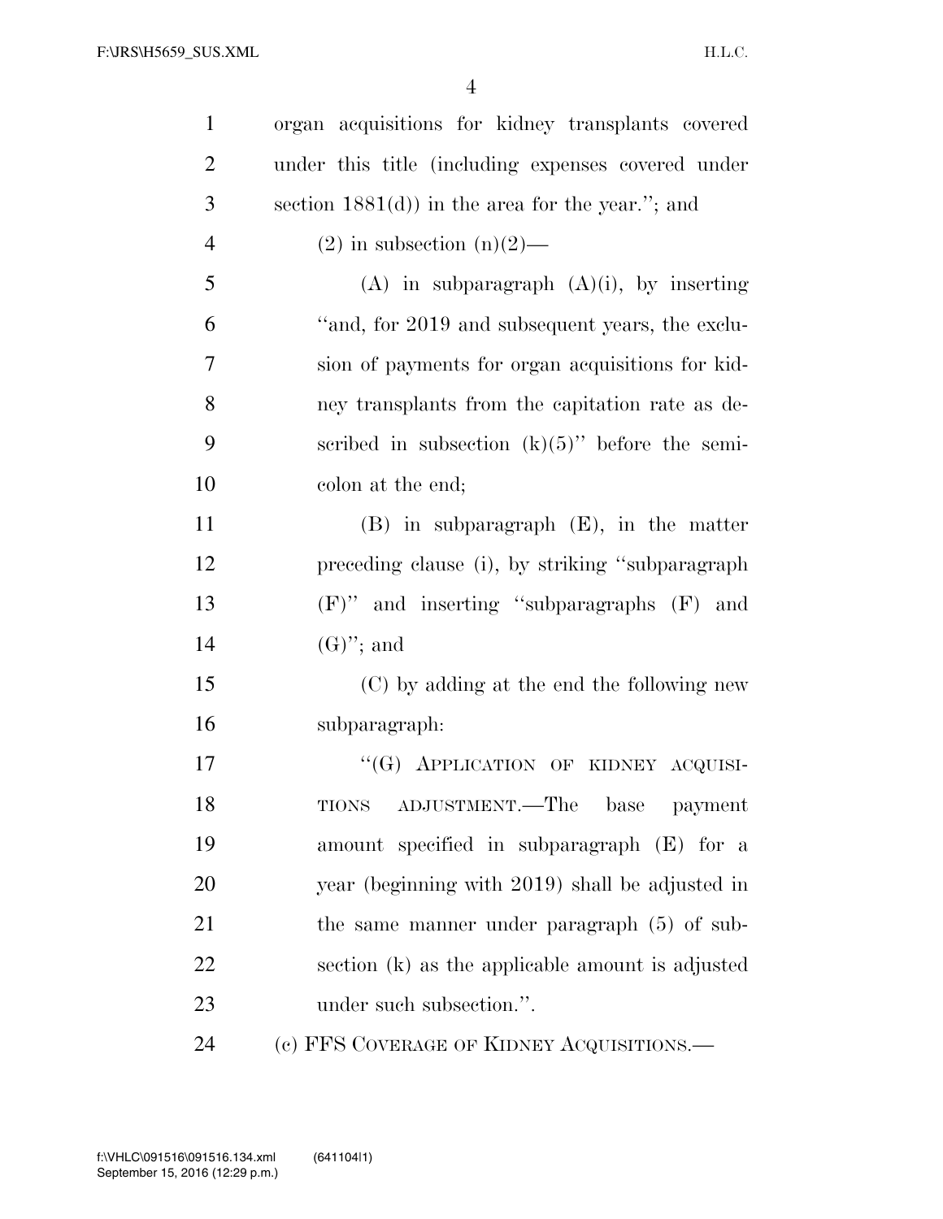organ acquisitions for kidney transplants covered under this title (including expenses covered under section 1881(d)) in the area for the year.''; and

(2) in subsection (n)(2)—

(A) in subparagraph (A)(i), by inserting ''and, for 2019 and subsequent years, the exclusion of payments for organ acquisitions for kidney transplants from the capitation rate as described in subsection (k)(5)'' before the semicolon at the end;

(B) in subparagraph (E), in the matter preceding clause (i), by striking ''subparagraph (F)'' and inserting ''subparagraphs (F) and (G)''; and

(C) by adding at the end the following new subparagraph:

''(G) APPLICATION OF KIDNEY ACQUISITIONS ADJUSTMENT.—The base payment amount specified in subparagraph (E) for a year (beginning with 2019) shall be adjusted in the same manner under paragraph (5) of subsection (k) as the applicable amount is adjusted under such subsection.''.

(c) FFS COVERAGE OF KIDNEY ACQUISITIONS.—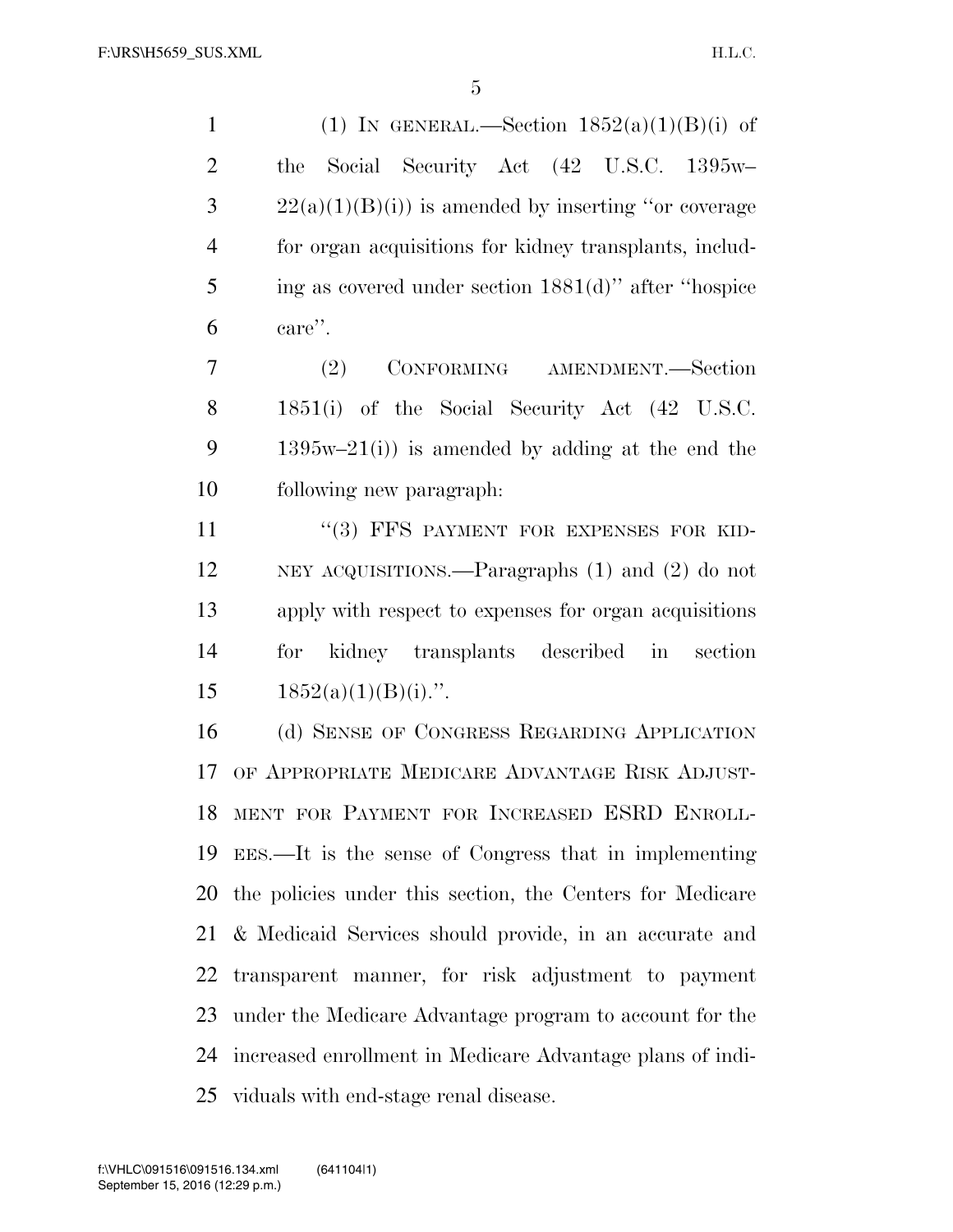(1) IN GENERAL.—Section 1852(a)(1)(B)(i) of the Social Security Act (42 U.S.C. 1395w–22(a)(1)(B)(i)) is amended by inserting "or coverage for organ acquisitions for kidney transplants, including as covered under section 1881(d)" after "hospice care".

(2) CONFORMING AMENDMENT.—Section 1851(i) of the Social Security Act (42 U.S.C. 1395w–21(i)) is amended by adding at the end the following new paragraph:

"(3) FFS PAYMENT FOR EXPENSES FOR KIDNEY ACQUISITIONS.—Paragraphs (1) and (2) do not apply with respect to expenses for organ acquisitions for kidney transplants described in section 1852(a)(1)(B)(i).".

(d) SENSE OF CONGRESS REGARDING APPLICATION OF APPROPRIATE MEDICARE ADVANTAGE RISK ADJUSTMENT FOR PAYMENT FOR INCREASED ESRD ENROLLEES.—It is the sense of Congress that in implementing the policies under this section, the Centers for Medicare & Medicaid Services should provide, in an accurate and transparent manner, for risk adjustment to payment under the Medicare Advantage program to account for the increased enrollment in Medicare Advantage plans of individuals with end-stage renal disease.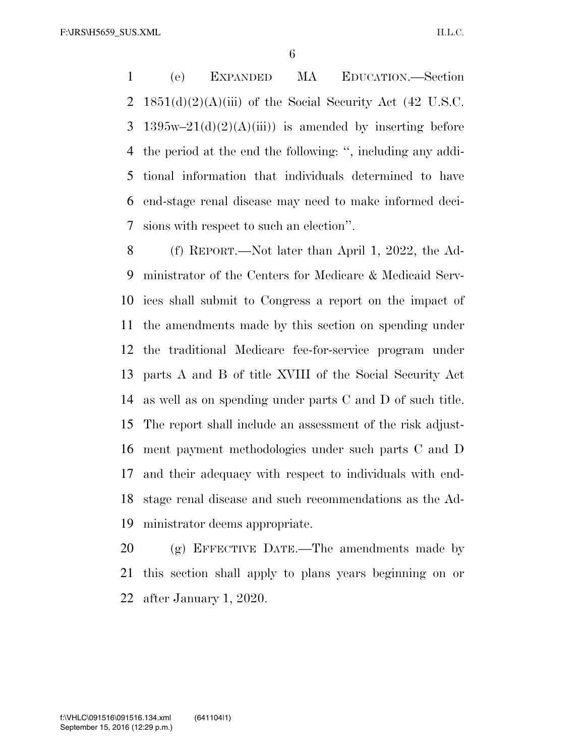(e) EXPANDED MA EDUCATION.—Section 1851(d)(2)(A)(iii) of the Social Security Act (42 U.S.C. 1395w–21(d)(2)(A)(iii)) is amended by inserting before the period at the end the following: ", including any additional information that individuals determined to have end-stage renal disease may need to make informed decisions with respect to such an election".

(f) REPORT.—Not later than April 1, 2022, the Administrator of the Centers for Medicare & Medicaid Services shall submit to Congress a report on the impact of the amendments made by this section on spending under the traditional Medicare fee-for-service program under parts A and B of title XVIII of the Social Security Act as well as on spending under parts C and D of such title. The report shall include an assessment of the risk adjustment payment methodologies under such parts C and D and their adequacy with respect to individuals with end-stage renal disease and such recommendations as the Administrator deems appropriate.

(g) EFFECTIVE DATE.—The amendments made by this section shall apply to plans years beginning on or after January 1, 2020.